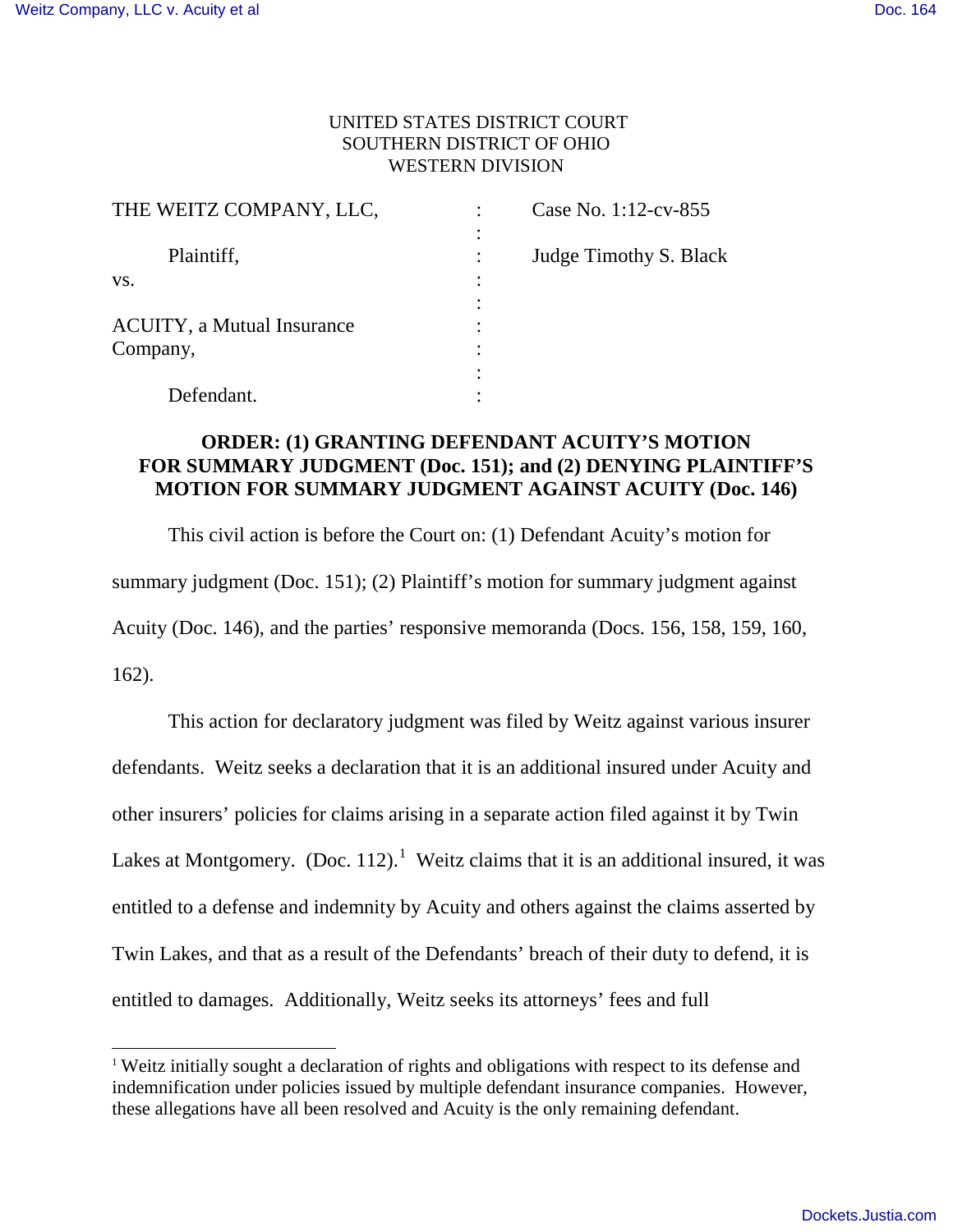UNITED STATES DISTRICT COURT
SOUTHERN DISTRICT OF OHIO
WESTERN DIVISION

| | | |
|---|---|---|
| THE WEITZ COMPANY, LLC, | : | Case No. 1:12-cv-855 |
| | : | |
| Plaintiff, | : | Judge Timothy S. Black |
| vs. | : | |
| | : | |
| ACUITY, a Mutual Insurance Company, | : | |
| | : | |
| Defendant. | : | |

**ORDER: (1) GRANTING DEFENDANT ACUITY'S MOTION FOR SUMMARY JUDGMENT (Doc. 151); and (2) DENYING PLAINTIFF'S MOTION FOR SUMMARY JUDGMENT AGAINST ACUITY (Doc. 146)**

This civil action is before the Court on: (1) Defendant Acuity's motion for summary judgment (Doc. 151); (2) Plaintiff's motion for summary judgment against Acuity (Doc. 146), and the parties' responsive memoranda (Docs. 156, 158, 159, 160, 162).

This action for declaratory judgment was filed by Weitz against various insurer defendants. Weitz seeks a declaration that it is an additional insured under Acuity and other insurers' policies for claims arising in a separate action filed against it by Twin Lakes at Montgomery. (Doc. 112).[1] Weitz claims that it is an additional insured, it was entitled to a defense and indemnity by Acuity and others against the claims asserted by Twin Lakes, and that as a result of the Defendants' breach of their duty to defend, it is entitled to damages. Additionally, Weitz seeks its attorneys' fees and full

[1] Weitz initially sought a declaration of rights and obligations with respect to its defense and indemnification under policies issued by multiple defendant insurance companies. However, these allegations have all been resolved and Acuity is the only remaining defendant.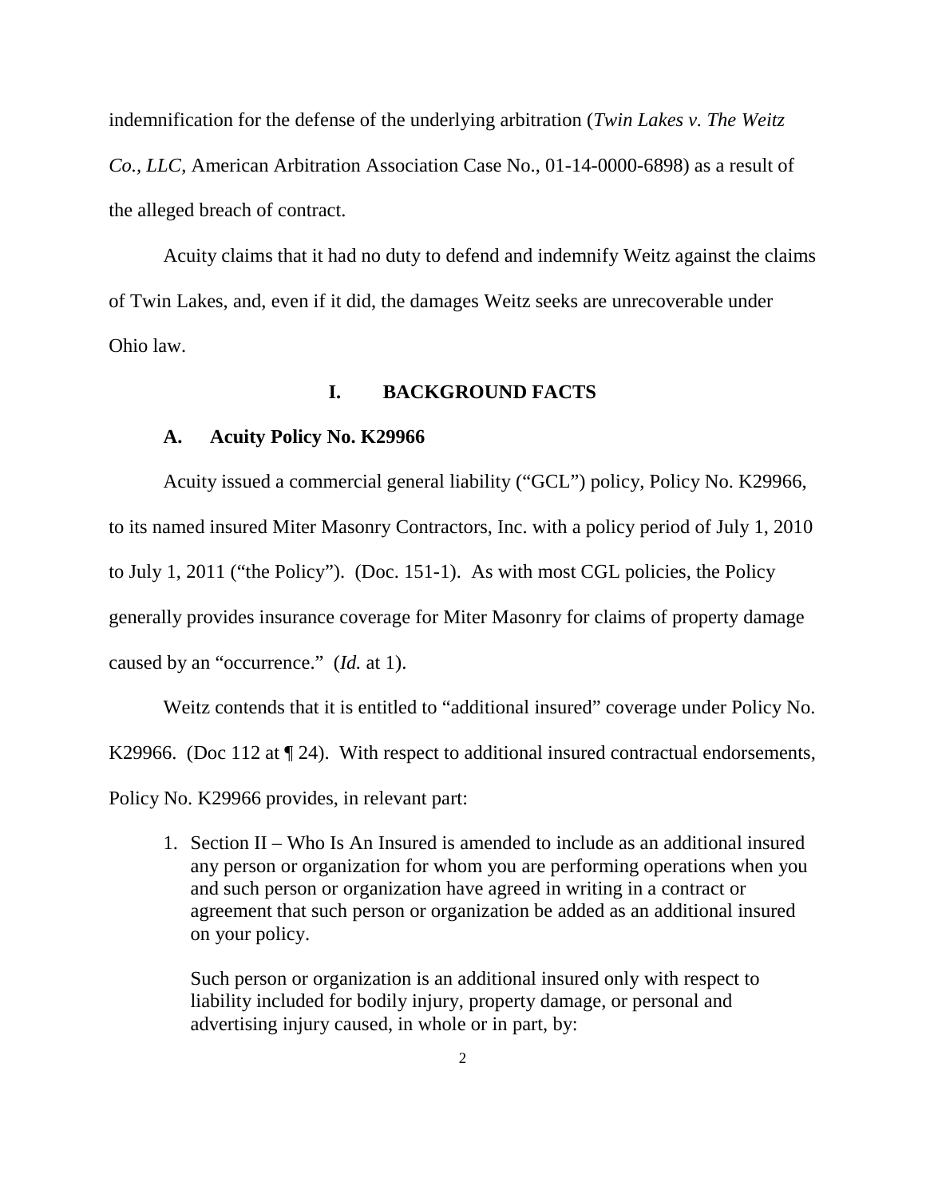indemnification for the defense of the underlying arbitration (*Twin Lakes v. The Weitz Co., LLC*, American Arbitration Association Case No., 01-14-0000-6898) as a result of the alleged breach of contract.

Acuity claims that it had no duty to defend and indemnify Weitz against the claims of Twin Lakes, and, even if it did, the damages Weitz seeks are unrecoverable under Ohio law.

## I. BACKGROUND FACTS

### A. Acuity Policy No. K29966

Acuity issued a commercial general liability ("GCL") policy, Policy No. K29966, to its named insured Miter Masonry Contractors, Inc. with a policy period of July 1, 2010 to July 1, 2011 ("the Policy"). (Doc. 151-1). As with most CGL policies, the Policy generally provides insurance coverage for Miter Masonry for claims of property damage caused by an "occurrence." (*Id.* at 1).

Weitz contends that it is entitled to "additional insured" coverage under Policy No. K29966. (Doc 112 at ¶ 24). With respect to additional insured contractual endorsements, Policy No. K29966 provides, in relevant part:

> 1. Section II – Who Is An Insured is amended to include as an additional insured any person or organization for whom you are performing operations when you and such person or organization have agreed in writing in a contract or agreement that such person or organization be added as an additional insured on your policy.
>
> Such person or organization is an additional insured only with respect to liability included for bodily injury, property damage, or personal and advertising injury caused, in whole or in part, by: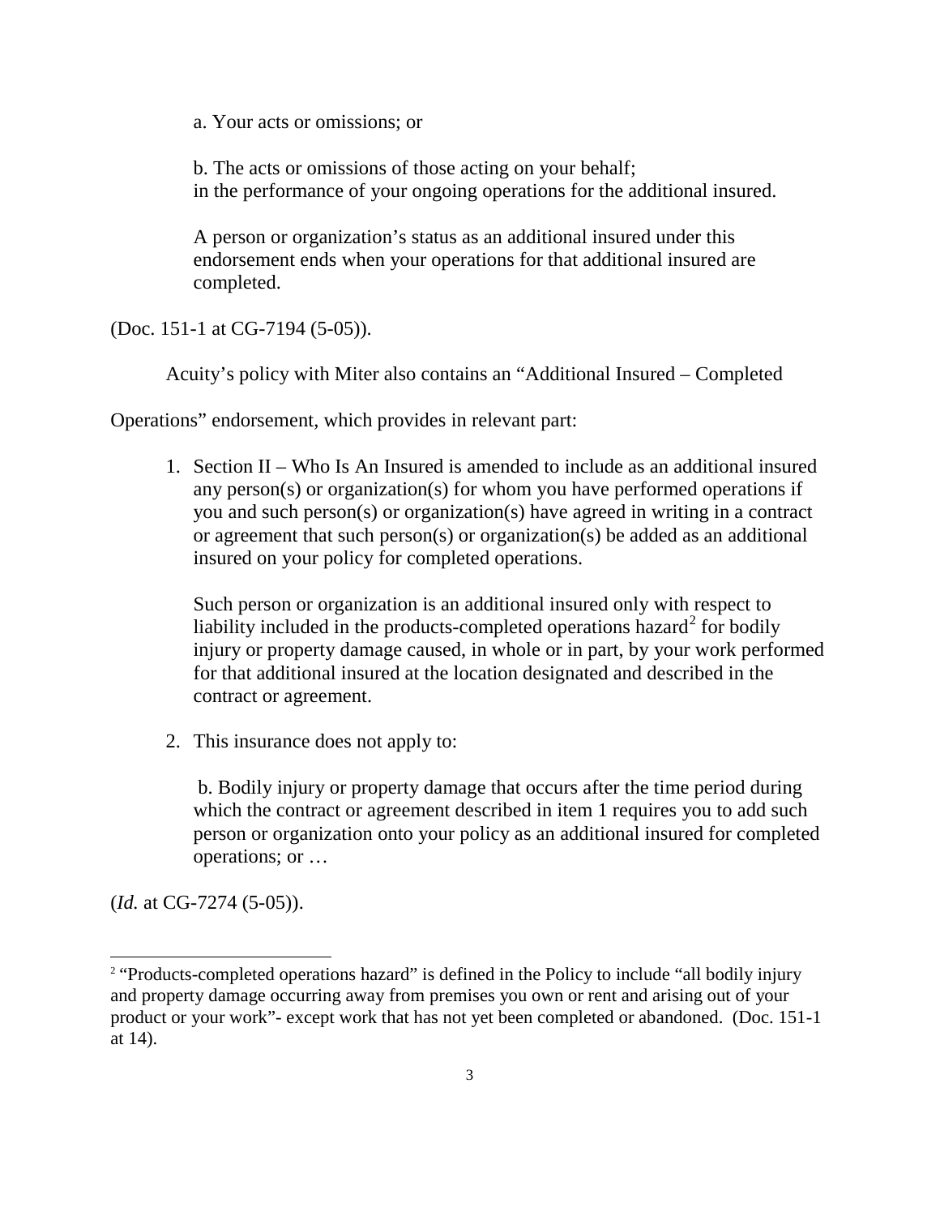a. Your acts or omissions; or

b. The acts or omissions of those acting on your behalf;
in the performance of your ongoing operations for the additional insured.

A person or organization's status as an additional insured under this endorsement ends when your operations for that additional insured are completed.

(Doc. 151-1 at CG-7194 (5-05)).

Acuity's policy with Miter also contains an "Additional Insured – Completed Operations" endorsement, which provides in relevant part:

1. Section II – Who Is An Insured is amended to include as an additional insured any person(s) or organization(s) for whom you have performed operations if you and such person(s) or organization(s) have agreed in writing in a contract or agreement that such person(s) or organization(s) be added as an additional insured on your policy for completed operations.

   Such person or organization is an additional insured only with respect to liability included in the products-completed operations hazard[2] for bodily injury or property damage caused, in whole or in part, by your work performed for that additional insured at the location designated and described in the contract or agreement.

2. This insurance does not apply to:

   b. Bodily injury or property damage that occurs after the time period during which the contract or agreement described in item 1 requires you to add such person or organization onto your policy as an additional insured for completed operations; or …

(*Id.* at CG-7274 (5-05)).

[2] "Products-completed operations hazard" is defined in the Policy to include "all bodily injury and property damage occurring away from premises you own or rent and arising out of your product or your work"- except work that has not yet been completed or abandoned. (Doc. 151-1 at 14).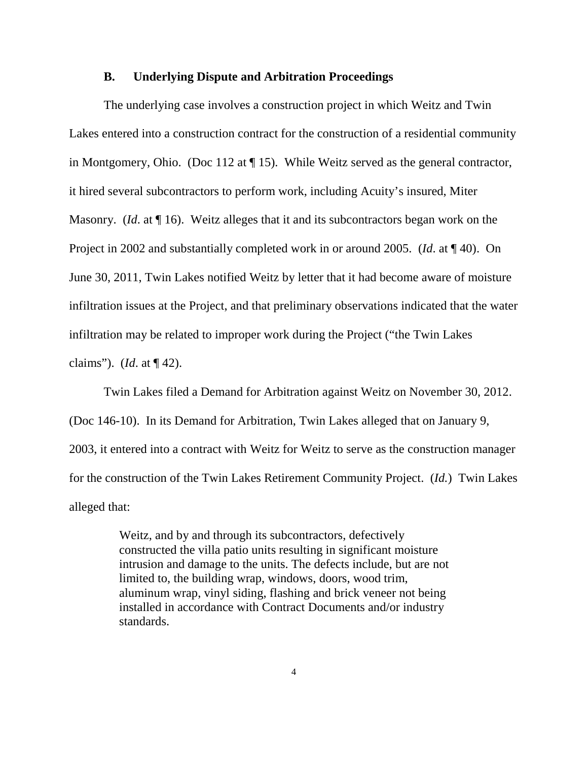### B. Underlying Dispute and Arbitration Proceedings

The underlying case involves a construction project in which Weitz and Twin Lakes entered into a construction contract for the construction of a residential community in Montgomery, Ohio. (Doc 112 at ¶ 15). While Weitz served as the general contractor, it hired several subcontractors to perform work, including Acuity's insured, Miter Masonry. (*Id*. at ¶ 16). Weitz alleges that it and its subcontractors began work on the Project in 2002 and substantially completed work in or around 2005. (*Id*. at ¶ 40). On June 30, 2011, Twin Lakes notified Weitz by letter that it had become aware of moisture infiltration issues at the Project, and that preliminary observations indicated that the water infiltration may be related to improper work during the Project ("the Twin Lakes claims"). (*Id*. at ¶ 42).

Twin Lakes filed a Demand for Arbitration against Weitz on November 30, 2012. (Doc 146-10). In its Demand for Arbitration, Twin Lakes alleged that on January 9, 2003, it entered into a contract with Weitz for Weitz to serve as the construction manager for the construction of the Twin Lakes Retirement Community Project. (*Id.*) Twin Lakes alleged that:

> Weitz, and by and through its subcontractors, defectively constructed the villa patio units resulting in significant moisture intrusion and damage to the units. The defects include, but are not limited to, the building wrap, windows, doors, wood trim, aluminum wrap, vinyl siding, flashing and brick veneer not being installed in accordance with Contract Documents and/or industry standards.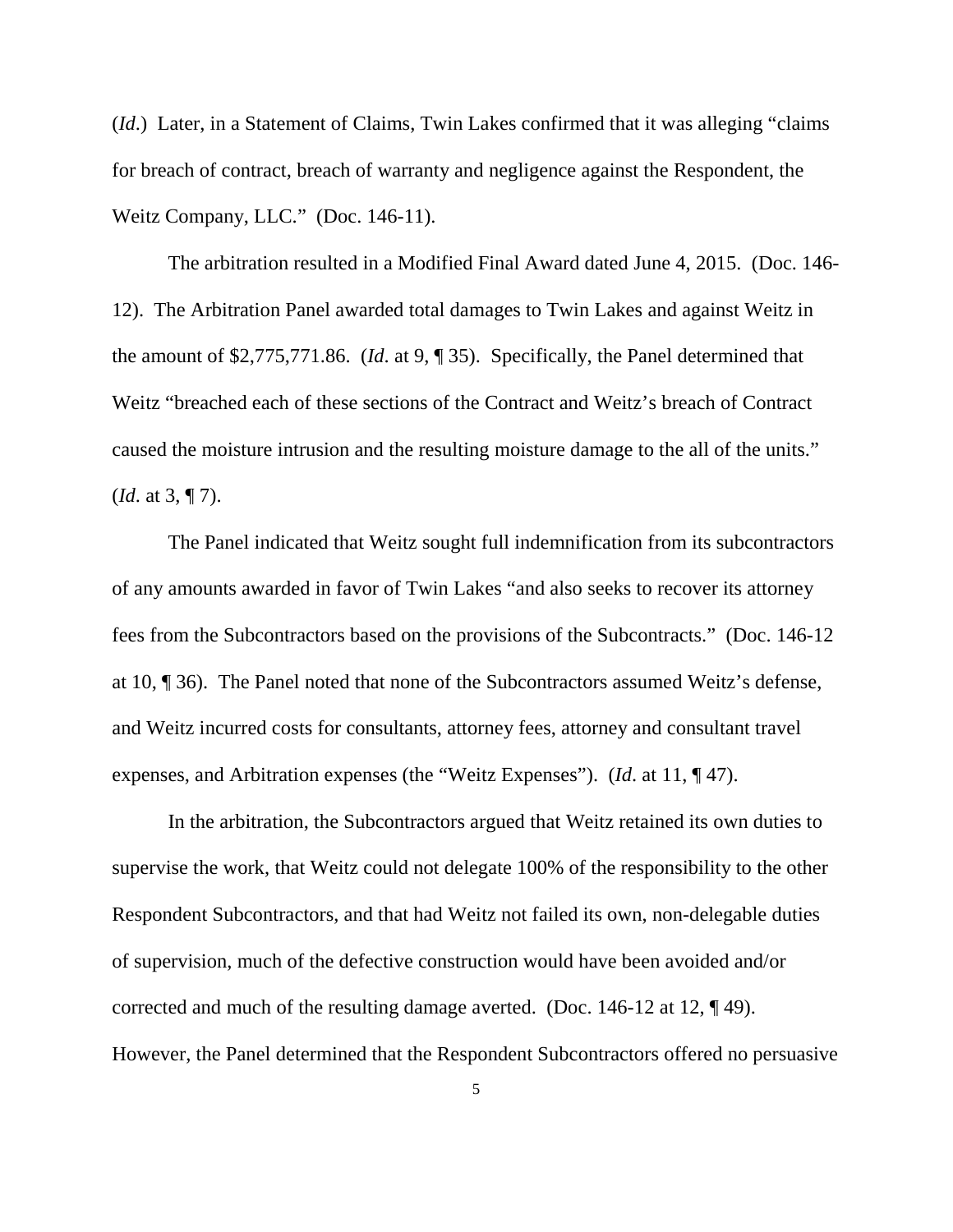(*Id*.) Later, in a Statement of Claims, Twin Lakes confirmed that it was alleging "claims for breach of contract, breach of warranty and negligence against the Respondent, the Weitz Company, LLC." (Doc. 146-11).

The arbitration resulted in a Modified Final Award dated June 4, 2015. (Doc. 146-12). The Arbitration Panel awarded total damages to Twin Lakes and against Weitz in the amount of $2,775,771.86. (*Id*. at 9, ¶ 35). Specifically, the Panel determined that Weitz "breached each of these sections of the Contract and Weitz's breach of Contract caused the moisture intrusion and the resulting moisture damage to the all of the units." (*Id*. at 3, ¶ 7).

The Panel indicated that Weitz sought full indemnification from its subcontractors of any amounts awarded in favor of Twin Lakes "and also seeks to recover its attorney fees from the Subcontractors based on the provisions of the Subcontracts." (Doc. 146-12 at 10, ¶ 36). The Panel noted that none of the Subcontractors assumed Weitz's defense, and Weitz incurred costs for consultants, attorney fees, attorney and consultant travel expenses, and Arbitration expenses (the "Weitz Expenses"). (*Id*. at 11, ¶ 47).

In the arbitration, the Subcontractors argued that Weitz retained its own duties to supervise the work, that Weitz could not delegate 100% of the responsibility to the other Respondent Subcontractors, and that had Weitz not failed its own, non-delegable duties of supervision, much of the defective construction would have been avoided and/or corrected and much of the resulting damage averted. (Doc. 146-12 at 12, ¶ 49). However, the Panel determined that the Respondent Subcontractors offered no persuasive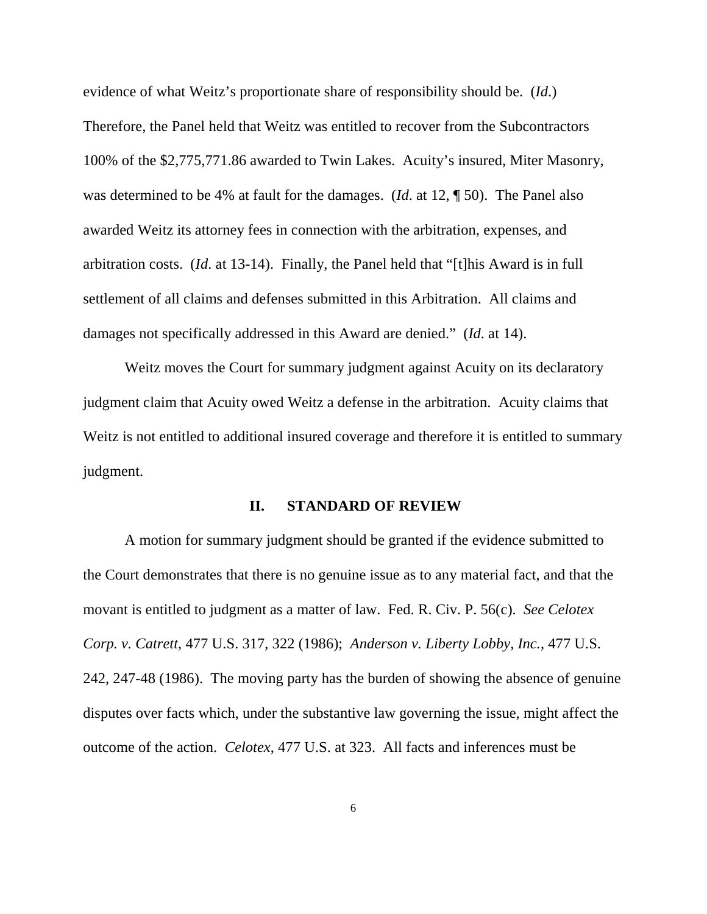evidence of what Weitz's proportionate share of responsibility should be. (*Id*.) Therefore, the Panel held that Weitz was entitled to recover from the Subcontractors 100% of the $2,775,771.86 awarded to Twin Lakes. Acuity's insured, Miter Masonry, was determined to be 4% at fault for the damages. (*Id*. at 12, ¶ 50). The Panel also awarded Weitz its attorney fees in connection with the arbitration, expenses, and arbitration costs. (*Id*. at 13-14). Finally, the Panel held that "[t]his Award is in full settlement of all claims and defenses submitted in this Arbitration. All claims and damages not specifically addressed in this Award are denied." (*Id*. at 14).

Weitz moves the Court for summary judgment against Acuity on its declaratory judgment claim that Acuity owed Weitz a defense in the arbitration. Acuity claims that Weitz is not entitled to additional insured coverage and therefore it is entitled to summary judgment.

## II. STANDARD OF REVIEW

A motion for summary judgment should be granted if the evidence submitted to the Court demonstrates that there is no genuine issue as to any material fact, and that the movant is entitled to judgment as a matter of law. Fed. R. Civ. P. 56(c). *See Celotex Corp. v. Catrett*, 477 U.S. 317, 322 (1986); *Anderson v. Liberty Lobby, Inc.*, 477 U.S. 242, 247-48 (1986). The moving party has the burden of showing the absence of genuine disputes over facts which, under the substantive law governing the issue, might affect the outcome of the action. *Celotex*, 477 U.S. at 323. All facts and inferences must be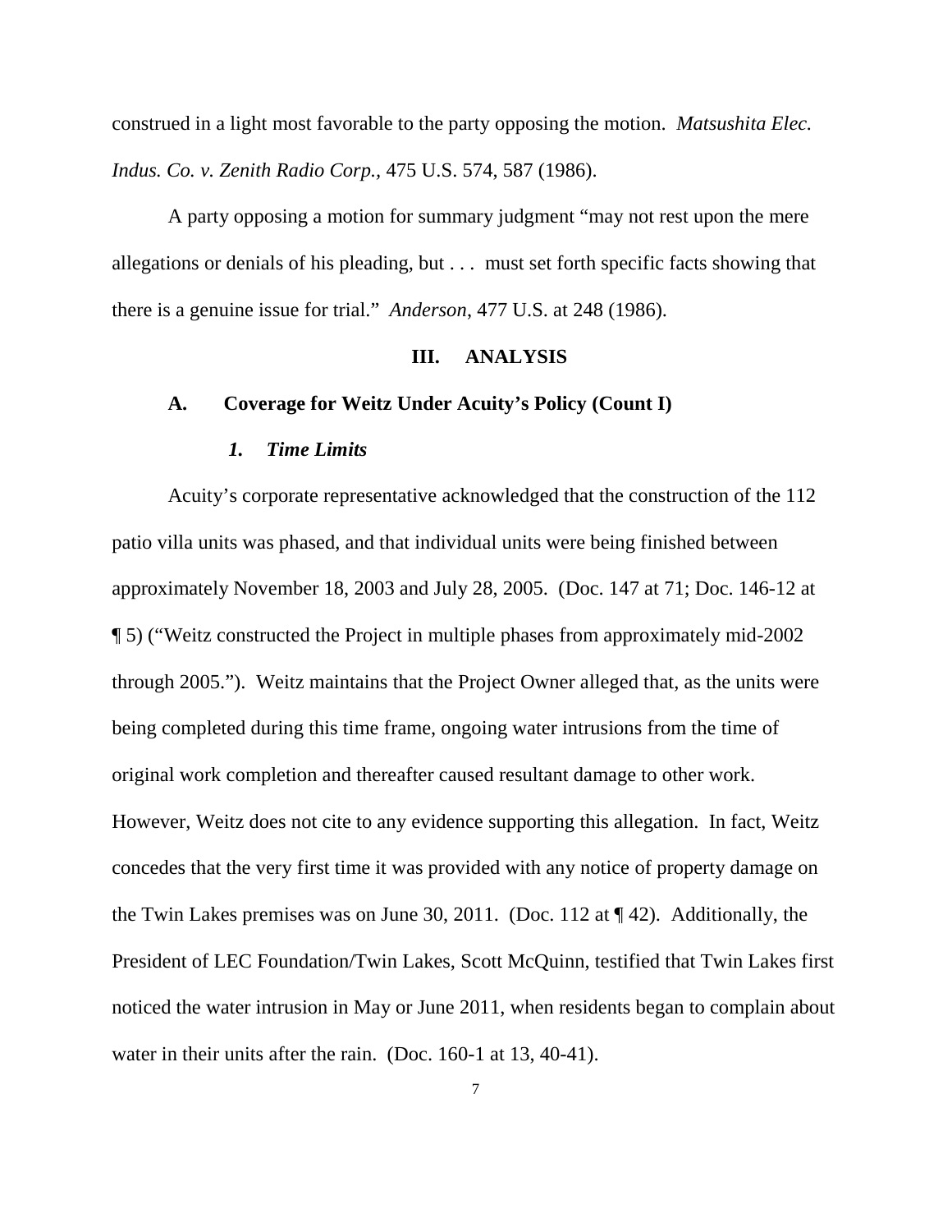construed in a light most favorable to the party opposing the motion. *Matsushita Elec. Indus. Co. v. Zenith Radio Corp.*, 475 U.S. 574, 587 (1986).

A party opposing a motion for summary judgment "may not rest upon the mere allegations or denials of his pleading, but . . . must set forth specific facts showing that there is a genuine issue for trial." *Anderson*, 477 U.S. at 248 (1986).

## III. ANALYSIS

### A. Coverage for Weitz Under Acuity's Policy (Count I)

#### *1. Time Limits*

Acuity's corporate representative acknowledged that the construction of the 112 patio villa units was phased, and that individual units were being finished between approximately November 18, 2003 and July 28, 2005. (Doc. 147 at 71; Doc. 146-12 at ¶ 5) ("Weitz constructed the Project in multiple phases from approximately mid-2002 through 2005."). Weitz maintains that the Project Owner alleged that, as the units were being completed during this time frame, ongoing water intrusions from the time of original work completion and thereafter caused resultant damage to other work. However, Weitz does not cite to any evidence supporting this allegation. In fact, Weitz concedes that the very first time it was provided with any notice of property damage on the Twin Lakes premises was on June 30, 2011. (Doc. 112 at ¶ 42). Additionally, the President of LEC Foundation/Twin Lakes, Scott McQuinn, testified that Twin Lakes first noticed the water intrusion in May or June 2011, when residents began to complain about water in their units after the rain. (Doc. 160-1 at 13, 40-41).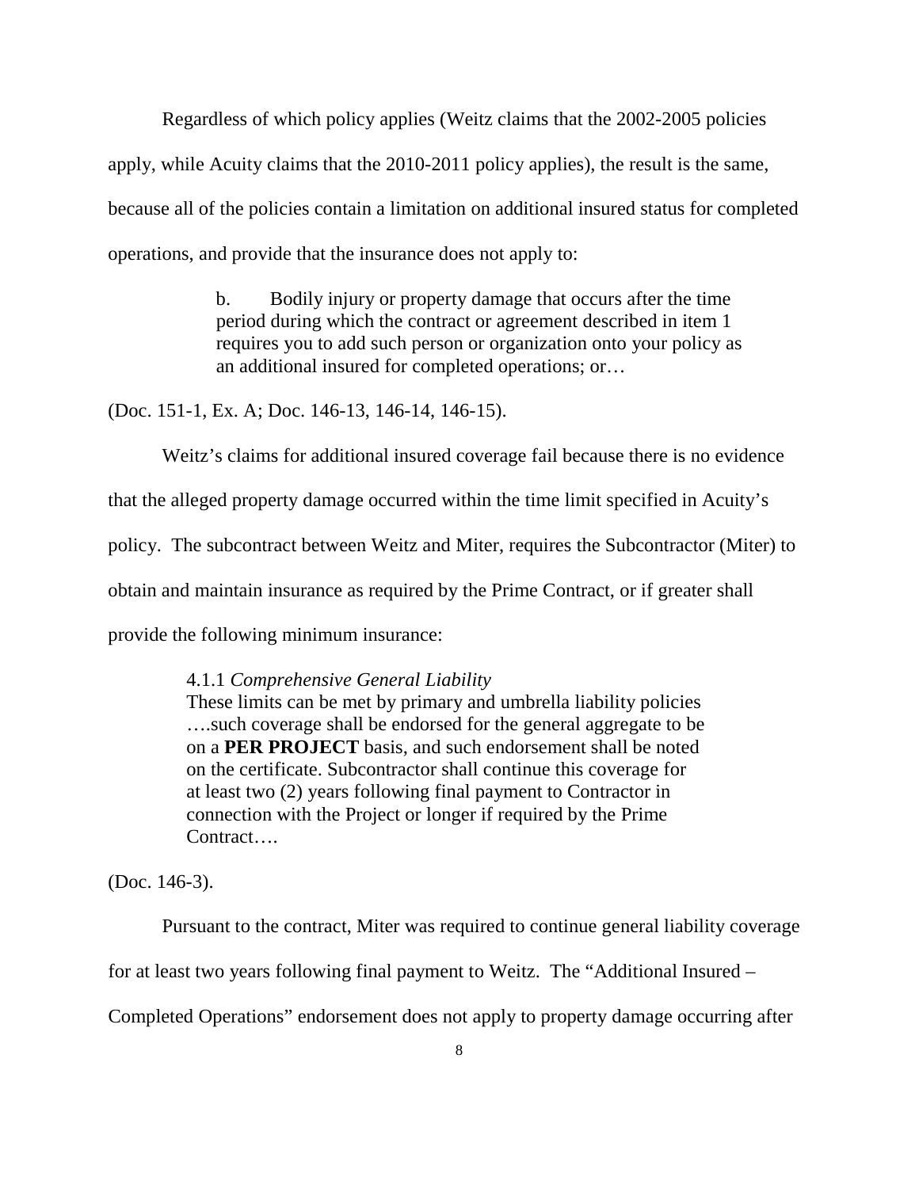Regardless of which policy applies (Weitz claims that the 2002-2005 policies apply, while Acuity claims that the 2010-2011 policy applies), the result is the same, because all of the policies contain a limitation on additional insured status for completed operations, and provide that the insurance does not apply to:

> b. Bodily injury or property damage that occurs after the time period during which the contract or agreement described in item 1 requires you to add such person or organization onto your policy as an additional insured for completed operations; or…

(Doc. 151-1, Ex. A; Doc. 146-13, 146-14, 146-15).

Weitz's claims for additional insured coverage fail because there is no evidence that the alleged property damage occurred within the time limit specified in Acuity's policy. The subcontract between Weitz and Miter, requires the Subcontractor (Miter) to obtain and maintain insurance as required by the Prime Contract, or if greater shall provide the following minimum insurance:

> 4.1.1 *Comprehensive General Liability*
> These limits can be met by primary and umbrella liability policies ….such coverage shall be endorsed for the general aggregate to be on a **PER PROJECT** basis, and such endorsement shall be noted on the certificate. Subcontractor shall continue this coverage for at least two (2) years following final payment to Contractor in connection with the Project or longer if required by the Prime Contract….

(Doc. 146-3).

Pursuant to the contract, Miter was required to continue general liability coverage for at least two years following final payment to Weitz. The "Additional Insured – Completed Operations" endorsement does not apply to property damage occurring after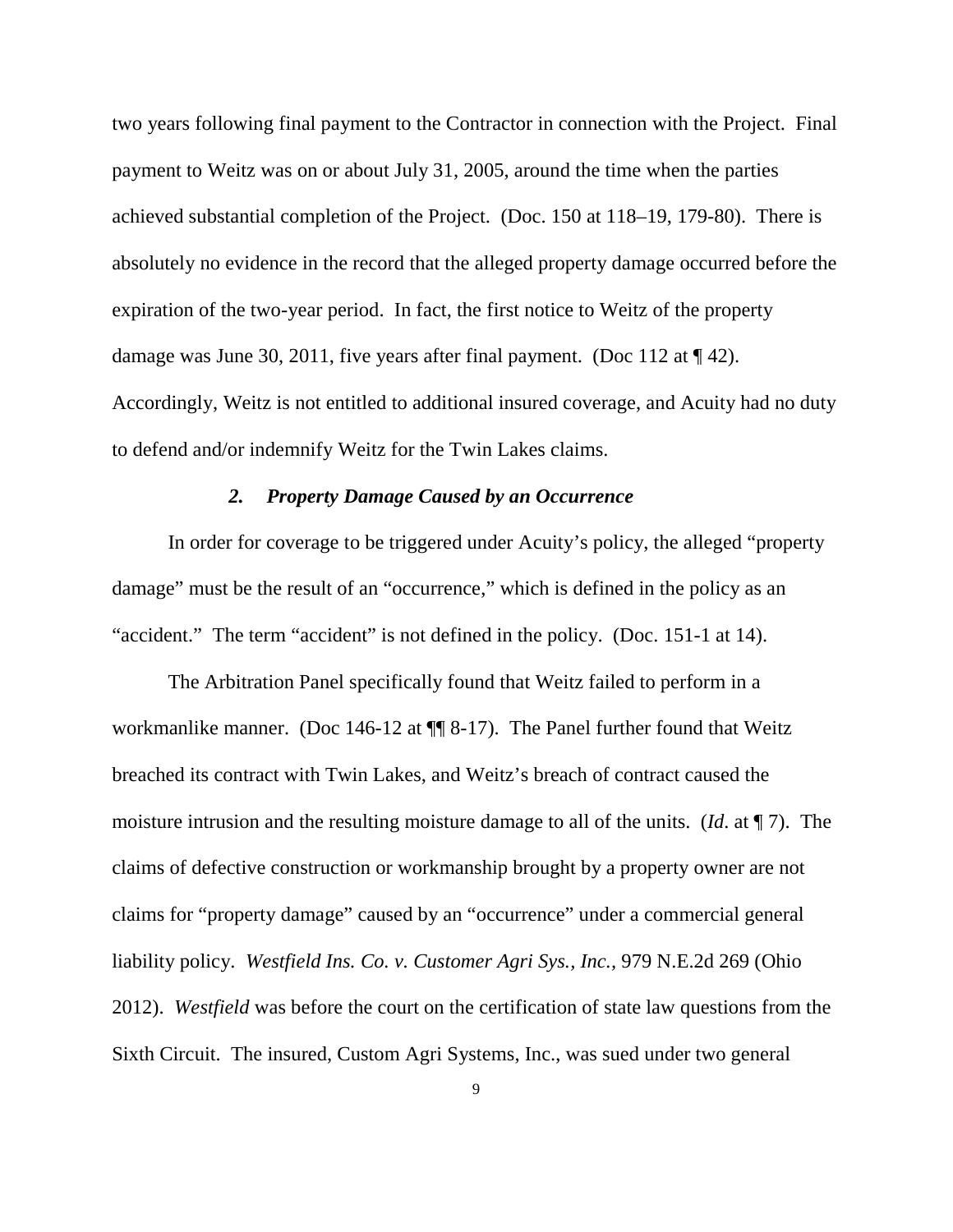two years following final payment to the Contractor in connection with the Project. Final payment to Weitz was on or about July 31, 2005, around the time when the parties achieved substantial completion of the Project. (Doc. 150 at 118–19, 179-80). There is absolutely no evidence in the record that the alleged property damage occurred before the expiration of the two-year period. In fact, the first notice to Weitz of the property damage was June 30, 2011, five years after final payment. (Doc 112 at ¶ 42). Accordingly, Weitz is not entitled to additional insured coverage, and Acuity had no duty to defend and/or indemnify Weitz for the Twin Lakes claims.

### *2. Property Damage Caused by an Occurrence*

In order for coverage to be triggered under Acuity's policy, the alleged "property damage" must be the result of an "occurrence," which is defined in the policy as an "accident." The term "accident" is not defined in the policy. (Doc. 151-1 at 14).

The Arbitration Panel specifically found that Weitz failed to perform in a workmanlike manner. (Doc 146-12 at ¶¶ 8-17). The Panel further found that Weitz breached its contract with Twin Lakes, and Weitz's breach of contract caused the moisture intrusion and the resulting moisture damage to all of the units. (*Id*. at ¶ 7). The claims of defective construction or workmanship brought by a property owner are not claims for "property damage" caused by an "occurrence" under a commercial general liability policy. *Westfield Ins. Co. v. Customer Agri Sys., Inc.*, 979 N.E.2d 269 (Ohio 2012). *Westfield* was before the court on the certification of state law questions from the Sixth Circuit. The insured, Custom Agri Systems, Inc., was sued under two general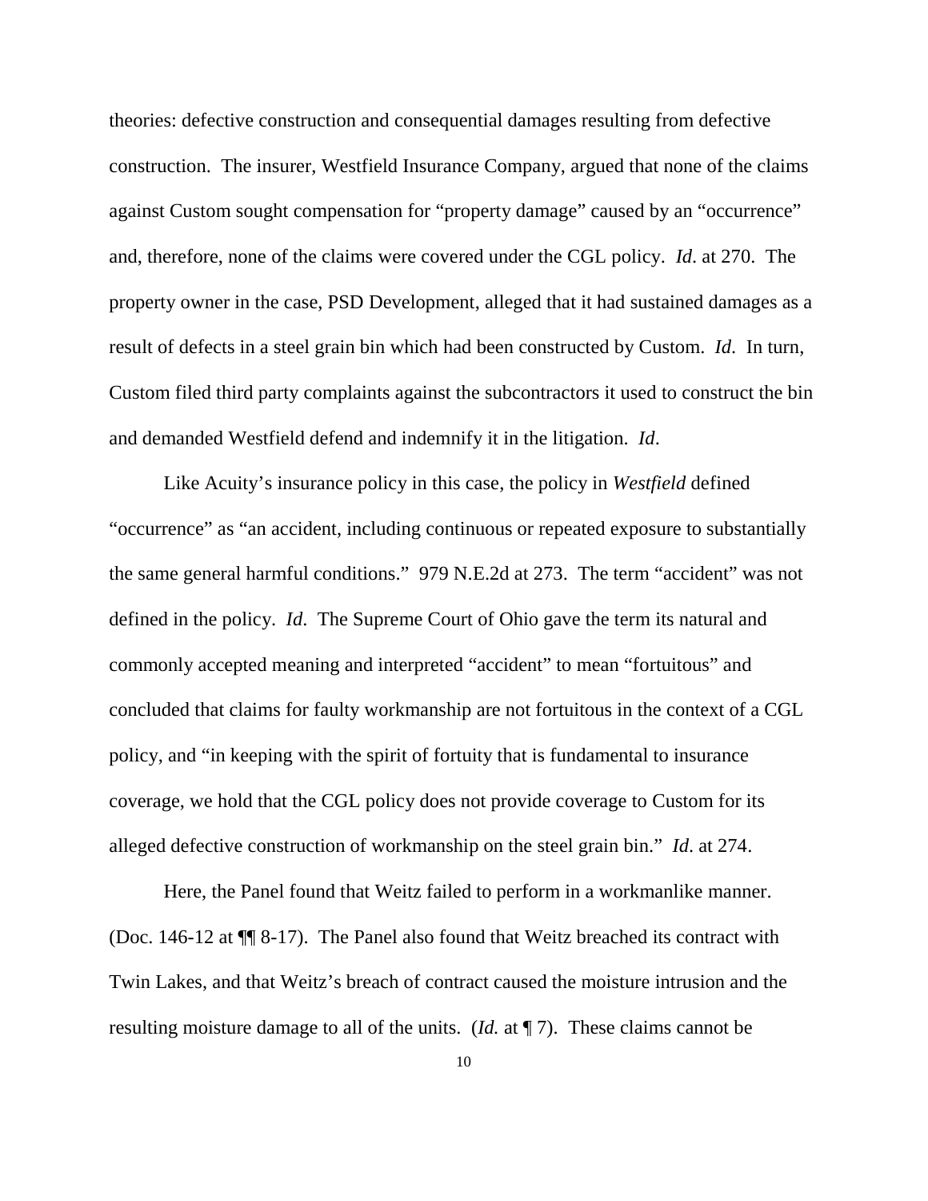theories: defective construction and consequential damages resulting from defective construction. The insurer, Westfield Insurance Company, argued that none of the claims against Custom sought compensation for "property damage" caused by an "occurrence" and, therefore, none of the claims were covered under the CGL policy. *Id*. at 270. The property owner in the case, PSD Development, alleged that it had sustained damages as a result of defects in a steel grain bin which had been constructed by Custom. *Id*. In turn, Custom filed third party complaints against the subcontractors it used to construct the bin and demanded Westfield defend and indemnify it in the litigation. *Id*.

Like Acuity's insurance policy in this case, the policy in *Westfield* defined "occurrence" as "an accident, including continuous or repeated exposure to substantially the same general harmful conditions." 979 N.E.2d at 273. The term "accident" was not defined in the policy. *Id*. The Supreme Court of Ohio gave the term its natural and commonly accepted meaning and interpreted "accident" to mean "fortuitous" and concluded that claims for faulty workmanship are not fortuitous in the context of a CGL policy, and "in keeping with the spirit of fortuity that is fundamental to insurance coverage, we hold that the CGL policy does not provide coverage to Custom for its alleged defective construction of workmanship on the steel grain bin." *Id*. at 274.

Here, the Panel found that Weitz failed to perform in a workmanlike manner. (Doc. 146-12 at ¶¶ 8-17). The Panel also found that Weitz breached its contract with Twin Lakes, and that Weitz's breach of contract caused the moisture intrusion and the resulting moisture damage to all of the units. (*Id.* at ¶ 7). These claims cannot be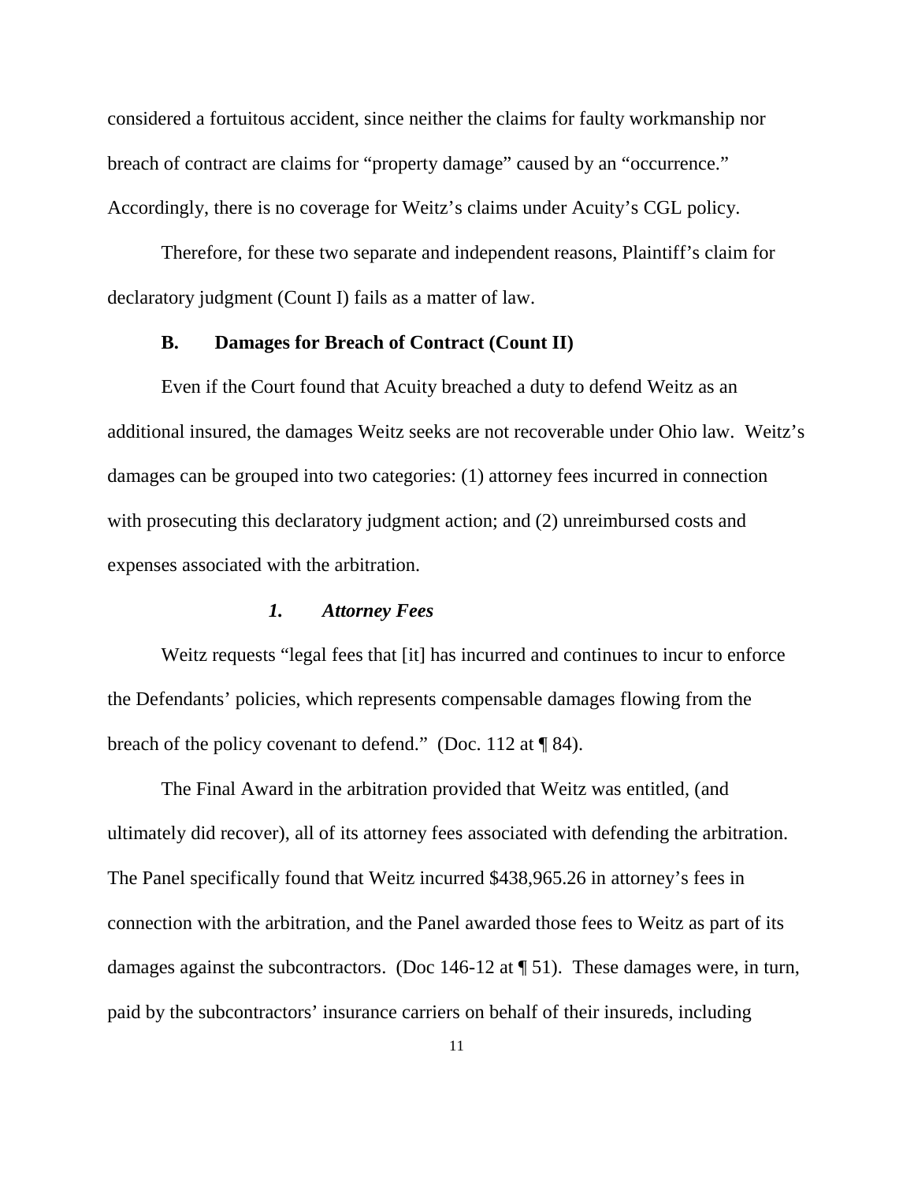considered a fortuitous accident, since neither the claims for faulty workmanship nor breach of contract are claims for "property damage" caused by an "occurrence." Accordingly, there is no coverage for Weitz's claims under Acuity's CGL policy.

Therefore, for these two separate and independent reasons, Plaintiff's claim for declaratory judgment (Count I) fails as a matter of law.

### B. Damages for Breach of Contract (Count II)

Even if the Court found that Acuity breached a duty to defend Weitz as an additional insured, the damages Weitz seeks are not recoverable under Ohio law. Weitz's damages can be grouped into two categories: (1) attorney fees incurred in connection with prosecuting this declaratory judgment action; and (2) unreimbursed costs and expenses associated with the arbitration.

#### *1. Attorney Fees*

Weitz requests "legal fees that [it] has incurred and continues to incur to enforce the Defendants' policies, which represents compensable damages flowing from the breach of the policy covenant to defend." (Doc. 112 at ¶ 84).

The Final Award in the arbitration provided that Weitz was entitled, (and ultimately did recover), all of its attorney fees associated with defending the arbitration. The Panel specifically found that Weitz incurred $438,965.26 in attorney's fees in connection with the arbitration, and the Panel awarded those fees to Weitz as part of its damages against the subcontractors. (Doc 146-12 at ¶ 51). These damages were, in turn, paid by the subcontractors' insurance carriers on behalf of their insureds, including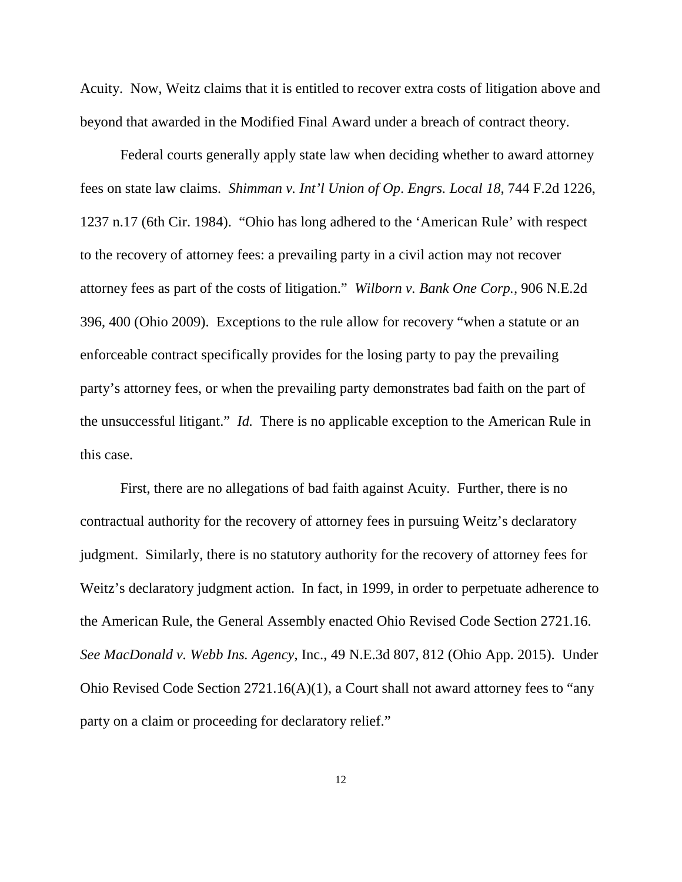Acuity. Now, Weitz claims that it is entitled to recover extra costs of litigation above and beyond that awarded in the Modified Final Award under a breach of contract theory.

Federal courts generally apply state law when deciding whether to award attorney fees on state law claims. *Shimman v. Int'l Union of Op. Engrs. Local 18*, 744 F.2d 1226, 1237 n.17 (6th Cir. 1984). "Ohio has long adhered to the 'American Rule' with respect to the recovery of attorney fees: a prevailing party in a civil action may not recover attorney fees as part of the costs of litigation." *Wilborn v. Bank One Corp.*, 906 N.E.2d 396, 400 (Ohio 2009). Exceptions to the rule allow for recovery "when a statute or an enforceable contract specifically provides for the losing party to pay the prevailing party's attorney fees, or when the prevailing party demonstrates bad faith on the part of the unsuccessful litigant." *Id.* There is no applicable exception to the American Rule in this case.

First, there are no allegations of bad faith against Acuity. Further, there is no contractual authority for the recovery of attorney fees in pursuing Weitz's declaratory judgment. Similarly, there is no statutory authority for the recovery of attorney fees for Weitz's declaratory judgment action. In fact, in 1999, in order to perpetuate adherence to the American Rule, the General Assembly enacted Ohio Revised Code Section 2721.16. *See MacDonald v. Webb Ins. Agency*, Inc., 49 N.E.3d 807, 812 (Ohio App. 2015). Under Ohio Revised Code Section 2721.16(A)(1), a Court shall not award attorney fees to "any party on a claim or proceeding for declaratory relief."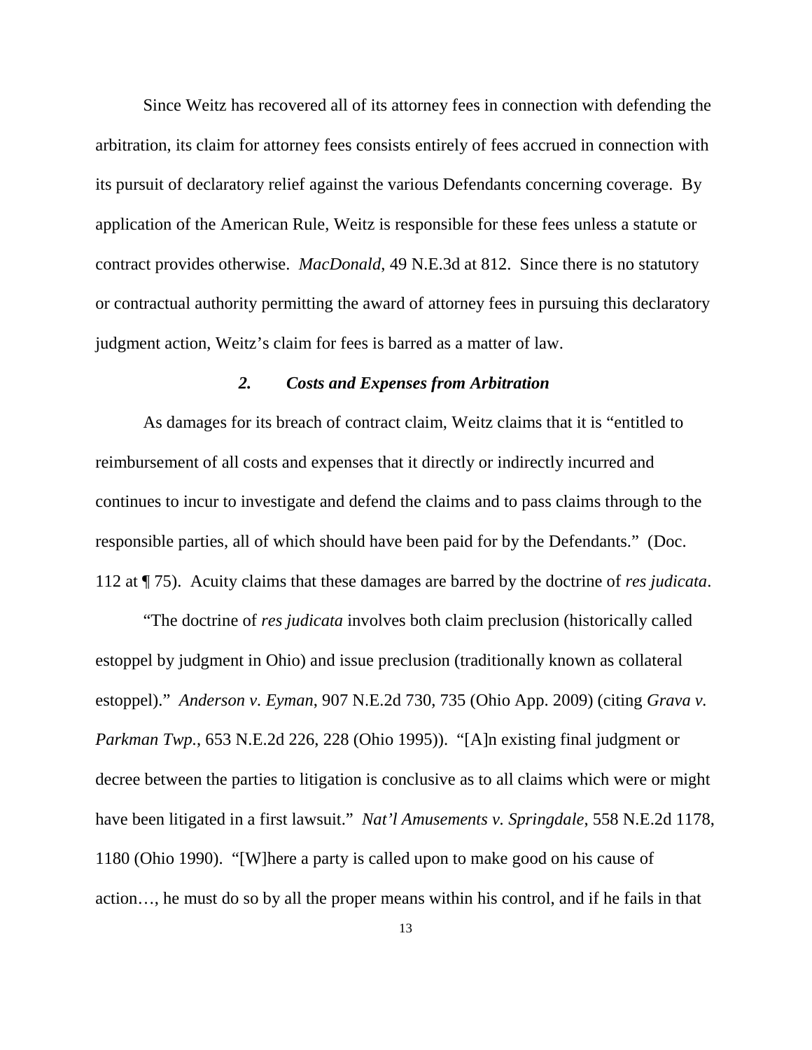Since Weitz has recovered all of its attorney fees in connection with defending the arbitration, its claim for attorney fees consists entirely of fees accrued in connection with its pursuit of declaratory relief against the various Defendants concerning coverage. By application of the American Rule, Weitz is responsible for these fees unless a statute or contract provides otherwise. *MacDonald*, 49 N.E.3d at 812. Since there is no statutory or contractual authority permitting the award of attorney fees in pursuing this declaratory judgment action, Weitz's claim for fees is barred as a matter of law.

### *2. Costs and Expenses from Arbitration*

As damages for its breach of contract claim, Weitz claims that it is "entitled to reimbursement of all costs and expenses that it directly or indirectly incurred and continues to incur to investigate and defend the claims and to pass claims through to the responsible parties, all of which should have been paid for by the Defendants." (Doc. 112 at ¶ 75). Acuity claims that these damages are barred by the doctrine of *res judicata*.

"The doctrine of *res judicata* involves both claim preclusion (historically called estoppel by judgment in Ohio) and issue preclusion (traditionally known as collateral estoppel)." *Anderson v. Eyman*, 907 N.E.2d 730, 735 (Ohio App. 2009) (citing *Grava v. Parkman Twp.*, 653 N.E.2d 226, 228 (Ohio 1995)). "[A]n existing final judgment or decree between the parties to litigation is conclusive as to all claims which were or might have been litigated in a first lawsuit." *Nat'l Amusements v. Springdale*, 558 N.E.2d 1178, 1180 (Ohio 1990). "[W]here a party is called upon to make good on his cause of action…, he must do so by all the proper means within his control, and if he fails in that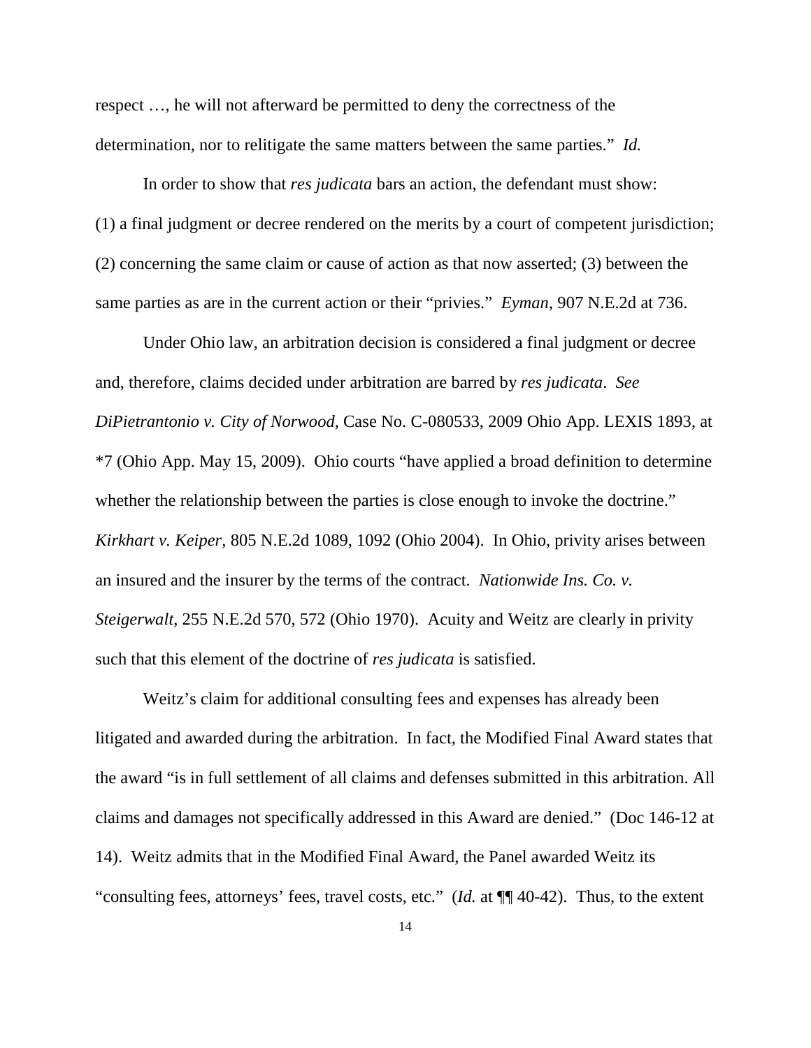respect …, he will not afterward be permitted to deny the correctness of the determination, nor to relitigate the same matters between the same parties." *Id.*

In order to show that *res judicata* bars an action, the defendant must show: (1) a final judgment or decree rendered on the merits by a court of competent jurisdiction; (2) concerning the same claim or cause of action as that now asserted; (3) between the same parties as are in the current action or their "privies." *Eyman*, 907 N.E.2d at 736.

Under Ohio law, an arbitration decision is considered a final judgment or decree and, therefore, claims decided under arbitration are barred by *res judicata*. *See DiPietrantonio v. City of Norwood*, Case No. C-080533, 2009 Ohio App. LEXIS 1893, at *7 (Ohio App. May 15, 2009). Ohio courts "have applied a broad definition to determine whether the relationship between the parties is close enough to invoke the doctrine." *Kirkhart v. Keiper*, 805 N.E.2d 1089, 1092 (Ohio 2004). In Ohio, privity arises between an insured and the insurer by the terms of the contract. *Nationwide Ins. Co. v. Steigerwalt*, 255 N.E.2d 570, 572 (Ohio 1970). Acuity and Weitz are clearly in privity such that this element of the doctrine of *res judicata* is satisfied.

Weitz's claim for additional consulting fees and expenses has already been litigated and awarded during the arbitration. In fact, the Modified Final Award states that the award "is in full settlement of all claims and defenses submitted in this arbitration. All claims and damages not specifically addressed in this Award are denied." (Doc 146-12 at 14). Weitz admits that in the Modified Final Award, the Panel awarded Weitz its "consulting fees, attorneys' fees, travel costs, etc." (*Id.* at ¶¶ 40-42). Thus, to the extent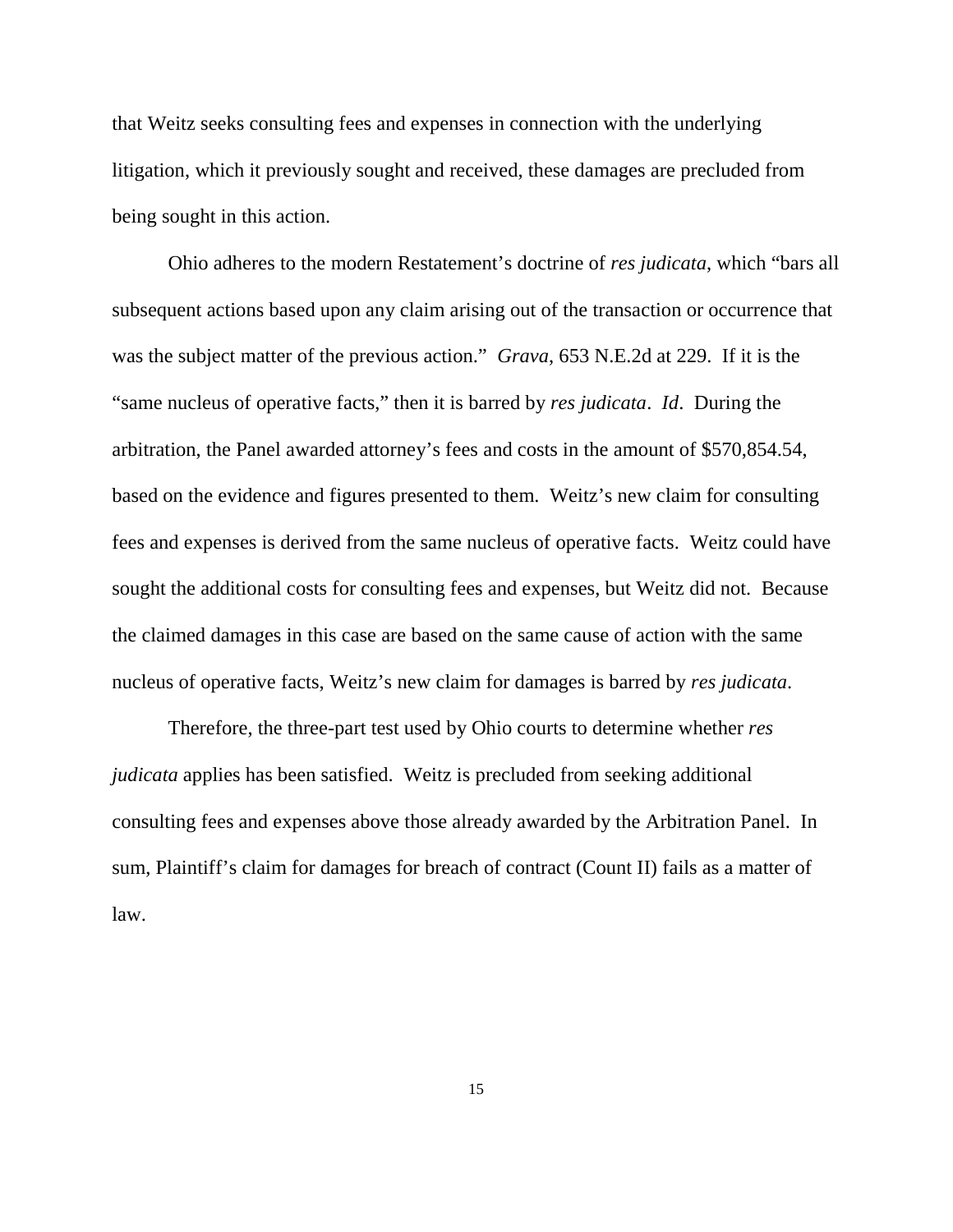that Weitz seeks consulting fees and expenses in connection with the underlying litigation, which it previously sought and received, these damages are precluded from being sought in this action.

Ohio adheres to the modern Restatement's doctrine of *res judicata*, which "bars all subsequent actions based upon any claim arising out of the transaction or occurrence that was the subject matter of the previous action." *Grava*, 653 N.E.2d at 229. If it is the "same nucleus of operative facts," then it is barred by *res judicata*. *Id*. During the arbitration, the Panel awarded attorney's fees and costs in the amount of $570,854.54, based on the evidence and figures presented to them. Weitz's new claim for consulting fees and expenses is derived from the same nucleus of operative facts. Weitz could have sought the additional costs for consulting fees and expenses, but Weitz did not. Because the claimed damages in this case are based on the same cause of action with the same nucleus of operative facts, Weitz's new claim for damages is barred by *res judicata*.

Therefore, the three-part test used by Ohio courts to determine whether *res judicata* applies has been satisfied. Weitz is precluded from seeking additional consulting fees and expenses above those already awarded by the Arbitration Panel. In sum, Plaintiff's claim for damages for breach of contract (Count II) fails as a matter of law.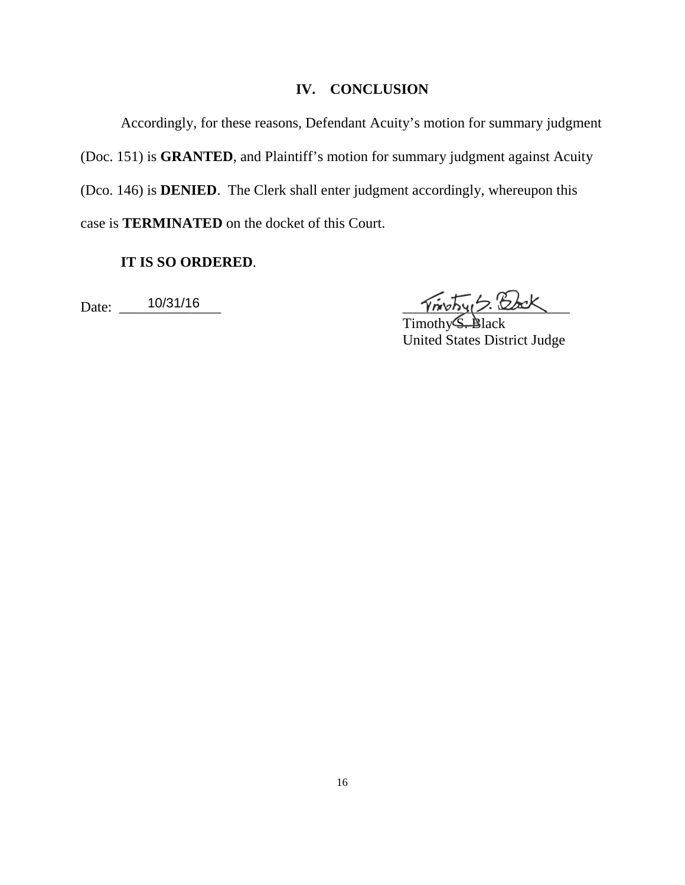## IV. CONCLUSION

Accordingly, for these reasons, Defendant Acuity's motion for summary judgment (Doc. 151) is **GRANTED**, and Plaintiff's motion for summary judgment against Acuity (Dco. 146) is **DENIED**. The Clerk shall enter judgment accordingly, whereupon this case is **TERMINATED** on the docket of this Court.

**IT IS SO ORDERED**.

Date: 10/31/16

Timothy S. Black
United States District Judge